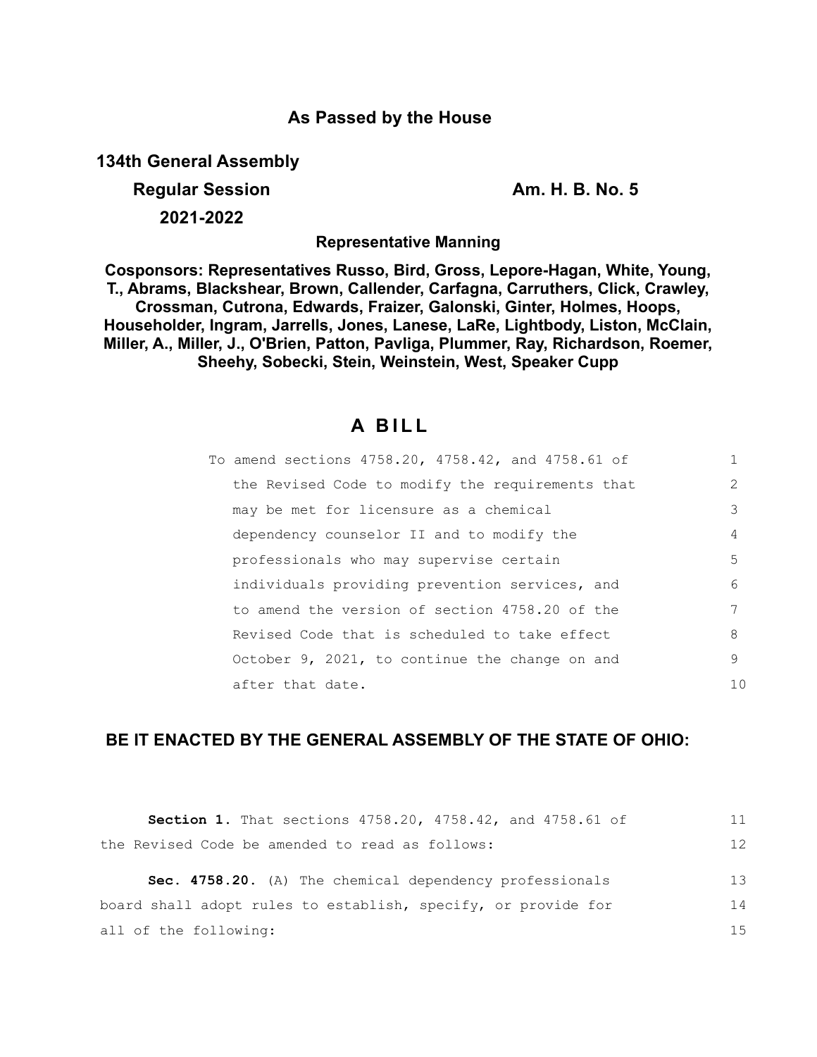## As Passed by the House

**134th General Assembly**

**Regular Session** **Am. H. B. No. 5**

**2021-2022**

**Representative Manning**

**Cosponsors: Representatives Russo, Bird, Gross, Lepore-Hagan, White, Young, T., Abrams, Blackshear, Brown, Callender, Carfagna, Carruthers, Click, Crawley, Crossman, Cutrona, Edwards, Fraizer, Galonski, Ginter, Holmes, Hoops, Householder, Ingram, Jarrells, Jones, Lanese, LaRe, Lightbody, Liston, McClain, Miller, A., Miller, J., O'Brien, Patton, Pavliga, Plummer, Ray, Richardson, Roemer, Sheehy, Sobecki, Stein, Weinstein, West, Speaker Cupp**

# A BILL

To amend sections 4758.20, 4758.42, and 4758.61 of the Revised Code to modify the requirements that may be met for licensure as a chemical dependency counselor II and to modify the professionals who may supervise certain individuals providing prevention services, and to amend the version of section 4758.20 of the Revised Code that is scheduled to take effect October 9, 2021, to continue the change on and after that date.

**BE IT ENACTED BY THE GENERAL ASSEMBLY OF THE STATE OF OHIO:**

**Section 1.** That sections 4758.20, 4758.42, and 4758.61 of the Revised Code be amended to read as follows:

**Sec. 4758.20.** (A) The chemical dependency professionals board shall adopt rules to establish, specify, or provide for all of the following: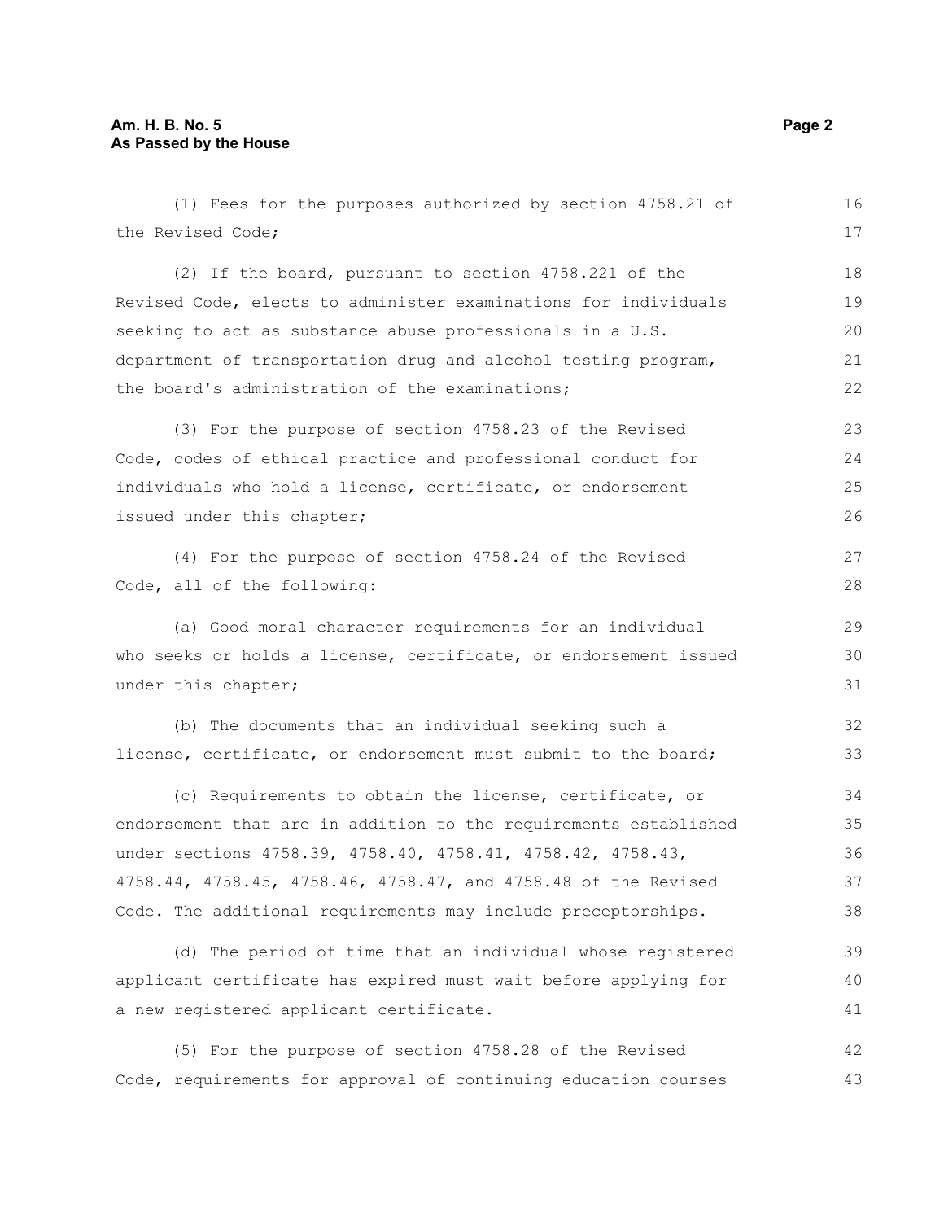(1) Fees for the purposes authorized by section 4758.21 of the Revised Code;

(2) If the board, pursuant to section 4758.221 of the Revised Code, elects to administer examinations for individuals seeking to act as substance abuse professionals in a U.S. department of transportation drug and alcohol testing program, the board's administration of the examinations;

(3) For the purpose of section 4758.23 of the Revised Code, codes of ethical practice and professional conduct for individuals who hold a license, certificate, or endorsement issued under this chapter;

(4) For the purpose of section 4758.24 of the Revised Code, all of the following:

(a) Good moral character requirements for an individual who seeks or holds a license, certificate, or endorsement issued under this chapter;

(b) The documents that an individual seeking such a license, certificate, or endorsement must submit to the board;

(c) Requirements to obtain the license, certificate, or endorsement that are in addition to the requirements established under sections 4758.39, 4758.40, 4758.41, 4758.42, 4758.43, 4758.44, 4758.45, 4758.46, 4758.47, and 4758.48 of the Revised Code. The additional requirements may include preceptorships.

(d) The period of time that an individual whose registered applicant certificate has expired must wait before applying for a new registered applicant certificate.

(5) For the purpose of section 4758.28 of the Revised Code, requirements for approval of continuing education courses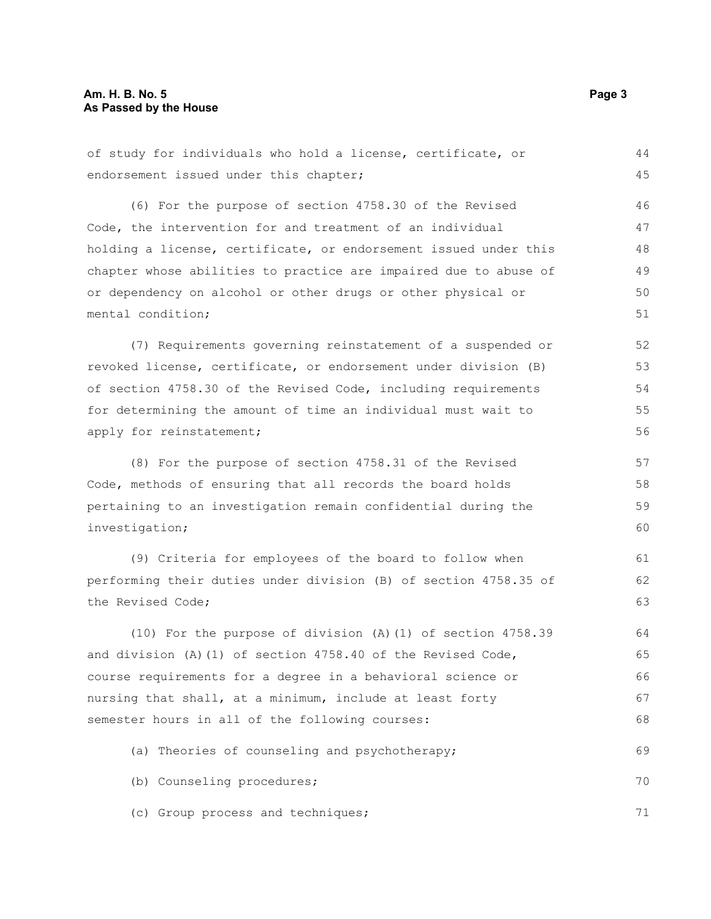of study for individuals who hold a license, certificate, or endorsement issued under this chapter;

(6) For the purpose of section 4758.30 of the Revised Code, the intervention for and treatment of an individual holding a license, certificate, or endorsement issued under this chapter whose abilities to practice are impaired due to abuse of or dependency on alcohol or other drugs or other physical or mental condition;

(7) Requirements governing reinstatement of a suspended or revoked license, certificate, or endorsement under division (B) of section 4758.30 of the Revised Code, including requirements for determining the amount of time an individual must wait to apply for reinstatement;

(8) For the purpose of section 4758.31 of the Revised Code, methods of ensuring that all records the board holds pertaining to an investigation remain confidential during the investigation;

(9) Criteria for employees of the board to follow when performing their duties under division (B) of section 4758.35 of the Revised Code;

(10) For the purpose of division (A)(1) of section 4758.39 and division (A)(1) of section 4758.40 of the Revised Code, course requirements for a degree in a behavioral science or nursing that shall, at a minimum, include at least forty semester hours in all of the following courses:

(a) Theories of counseling and psychotherapy;

(b) Counseling procedures;

(c) Group process and techniques;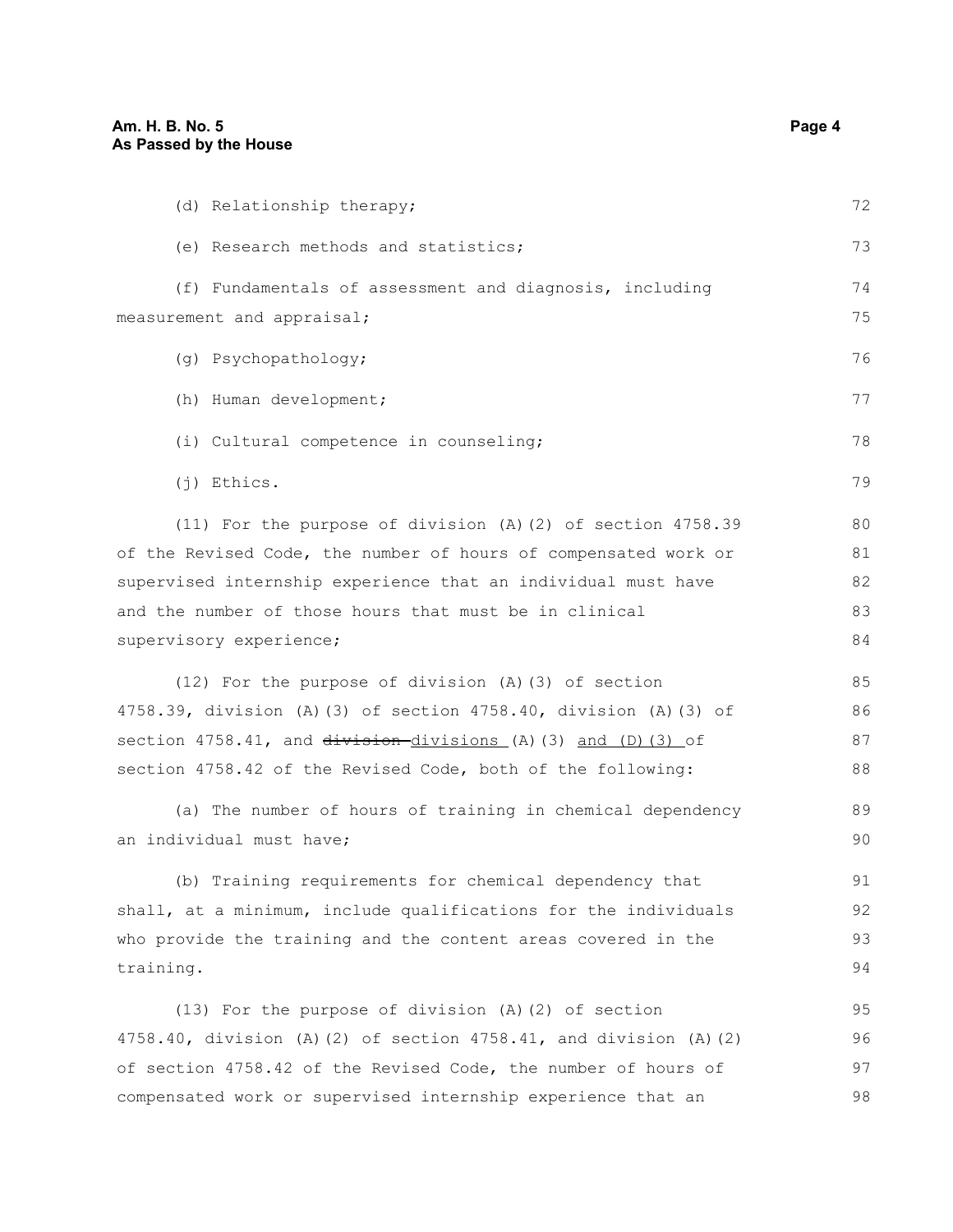(d) Relationship therapy;

(e) Research methods and statistics;

(f) Fundamentals of assessment and diagnosis, including measurement and appraisal;

(g) Psychopathology;

(h) Human development;

(i) Cultural competence in counseling;

(j) Ethics.

(11) For the purpose of division (A)(2) of section 4758.39 of the Revised Code, the number of hours of compensated work or supervised internship experience that an individual must have and the number of those hours that must be in clinical supervisory experience;

(12) For the purpose of division (A)(3) of section 4758.39, division (A)(3) of section 4758.40, division (A)(3) of section 4758.41, and ~~division~~ divisions (A)(3) and (D)(3) of section 4758.42 of the Revised Code, both of the following:

(a) The number of hours of training in chemical dependency an individual must have;

(b) Training requirements for chemical dependency that shall, at a minimum, include qualifications for the individuals who provide the training and the content areas covered in the training.

(13) For the purpose of division (A)(2) of section 4758.40, division (A)(2) of section 4758.41, and division (A)(2) of section 4758.42 of the Revised Code, the number of hours of compensated work or supervised internship experience that an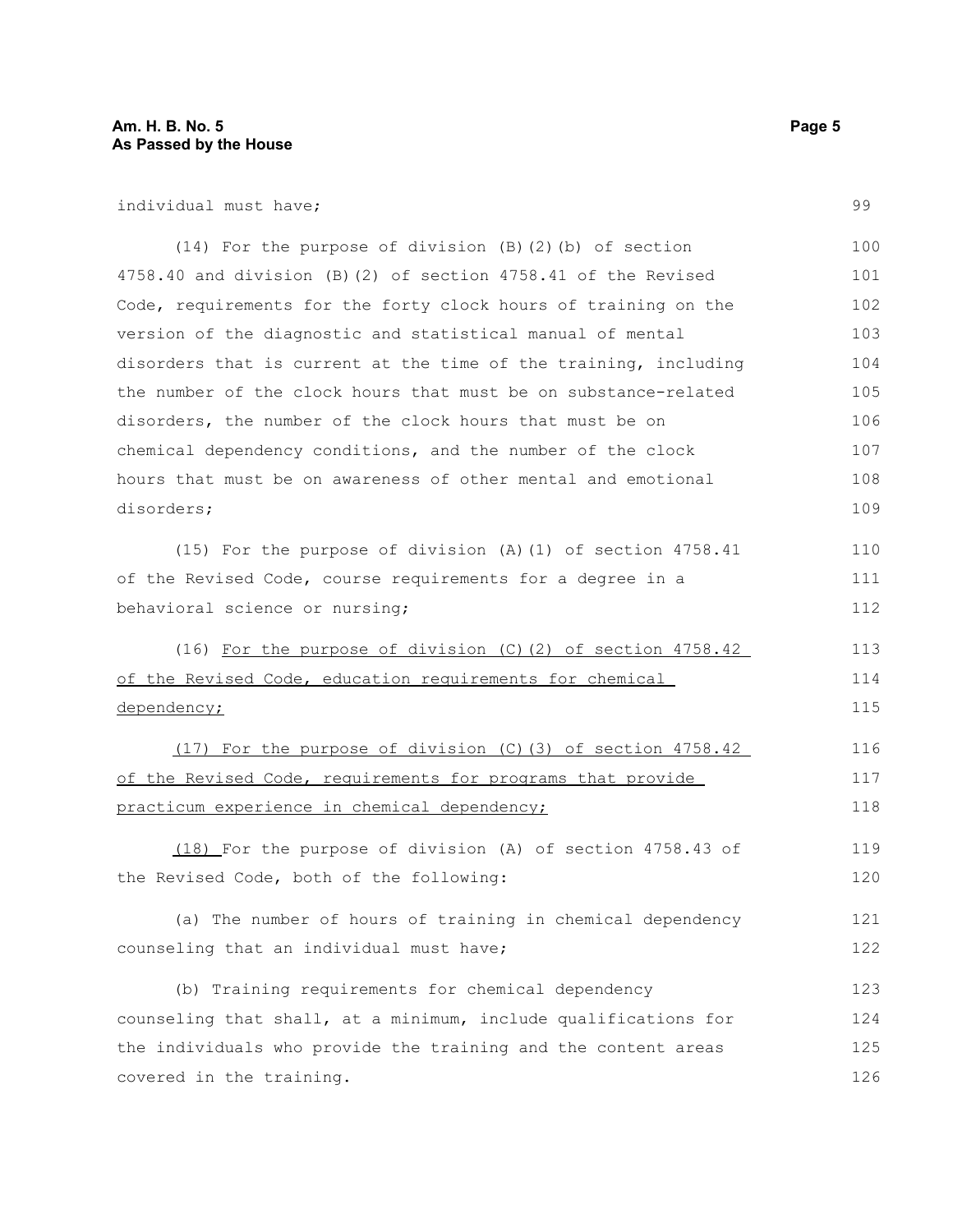individual must have;

(14) For the purpose of division (B)(2)(b) of section 4758.40 and division (B)(2) of section 4758.41 of the Revised Code, requirements for the forty clock hours of training on the version of the diagnostic and statistical manual of mental disorders that is current at the time of the training, including the number of the clock hours that must be on substance-related disorders, the number of the clock hours that must be on chemical dependency conditions, and the number of the clock hours that must be on awareness of other mental and emotional disorders;

(15) For the purpose of division (A)(1) of section 4758.41 of the Revised Code, course requirements for a degree in a behavioral science or nursing;

(16) <u>For the purpose of division (C)(2) of section 4758.42 of the Revised Code, education requirements for chemical dependency;</u>

<u>(17) For the purpose of division (C)(3) of section 4758.42 of the Revised Code, requirements for programs that provide practicum experience in chemical dependency;</u>

<u>(18)</u> For the purpose of division (A) of section 4758.43 of the Revised Code, both of the following:

(a) The number of hours of training in chemical dependency counseling that an individual must have;

(b) Training requirements for chemical dependency counseling that shall, at a minimum, include qualifications for the individuals who provide the training and the content areas covered in the training.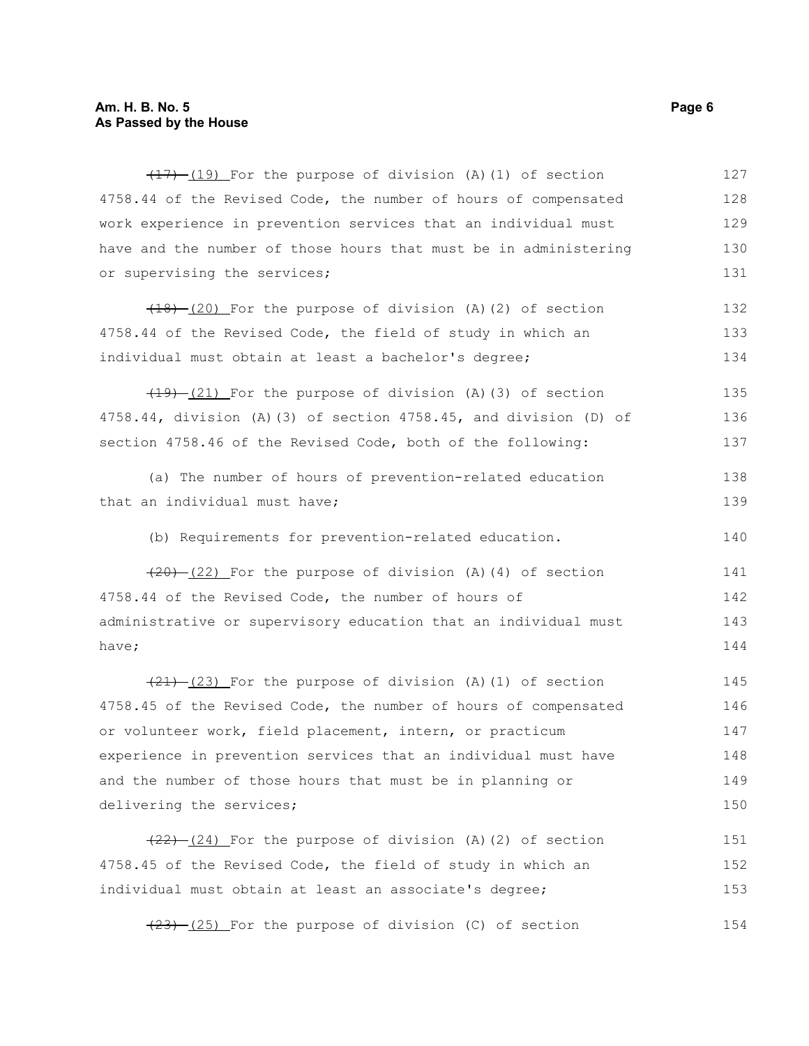~~(17)~~ (19) For the purpose of division (A)(1) of section 4758.44 of the Revised Code, the number of hours of compensated work experience in prevention services that an individual must have and the number of those hours that must be in administering or supervising the services;

~~(18)~~ (20) For the purpose of division (A)(2) of section 4758.44 of the Revised Code, the field of study in which an individual must obtain at least a bachelor's degree;

~~(19)~~ (21) For the purpose of division (A)(3) of section 4758.44, division (A)(3) of section 4758.45, and division (D) of section 4758.46 of the Revised Code, both of the following:

(a) The number of hours of prevention-related education that an individual must have;

(b) Requirements for prevention-related education.

~~(20)~~ (22) For the purpose of division (A)(4) of section 4758.44 of the Revised Code, the number of hours of administrative or supervisory education that an individual must have;

~~(21)~~ (23) For the purpose of division (A)(1) of section 4758.45 of the Revised Code, the number of hours of compensated or volunteer work, field placement, intern, or practicum experience in prevention services that an individual must have and the number of those hours that must be in planning or delivering the services;

~~(22)~~ (24) For the purpose of division (A)(2) of section 4758.45 of the Revised Code, the field of study in which an individual must obtain at least an associate's degree;

~~(23)~~ (25) For the purpose of division (C) of section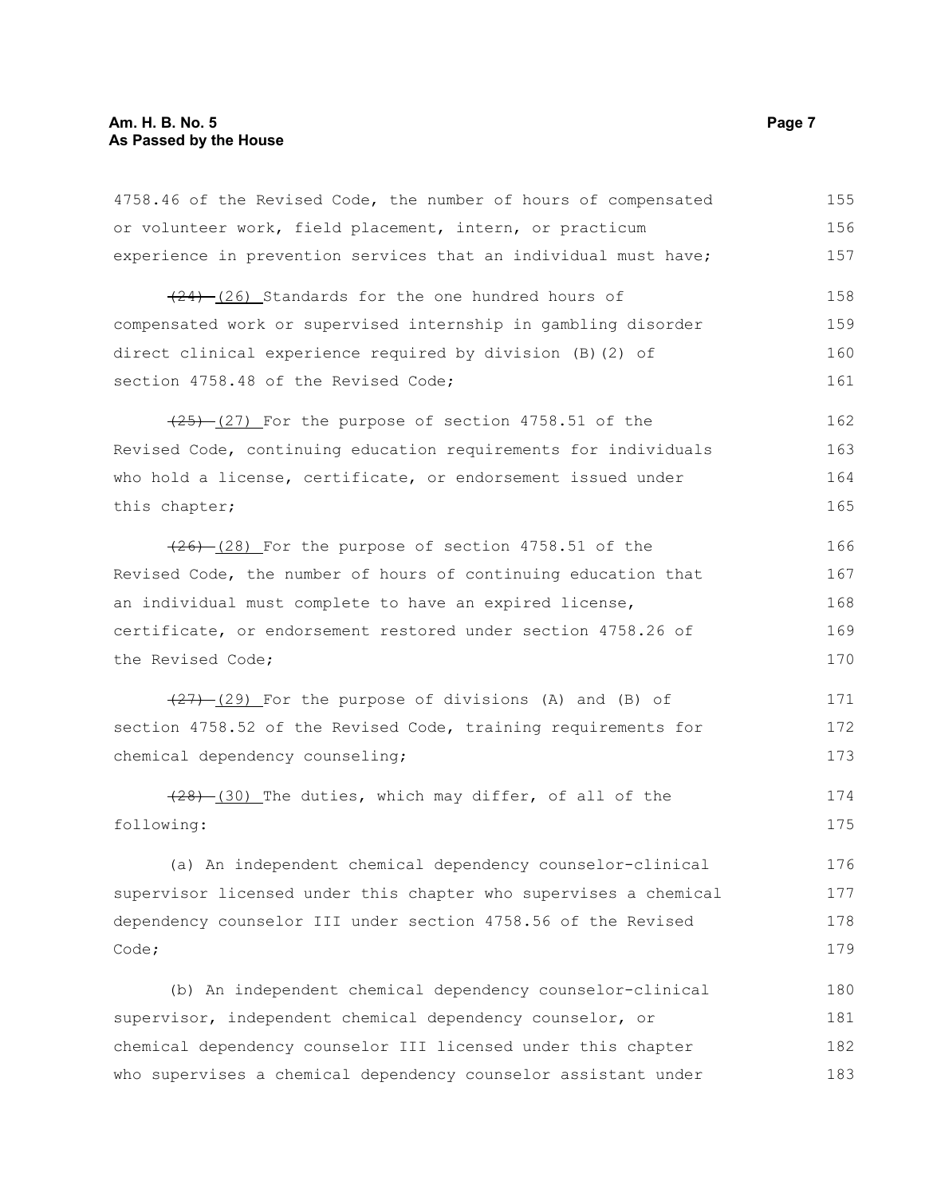4758.46 of the Revised Code, the number of hours of compensated or volunteer work, field placement, intern, or practicum experience in prevention services that an individual must have;

~~(24)~~ (26) Standards for the one hundred hours of compensated work or supervised internship in gambling disorder direct clinical experience required by division (B)(2) of section 4758.48 of the Revised Code;

~~(25)~~ (27) For the purpose of section 4758.51 of the Revised Code, continuing education requirements for individuals who hold a license, certificate, or endorsement issued under this chapter;

~~(26)~~ (28) For the purpose of section 4758.51 of the Revised Code, the number of hours of continuing education that an individual must complete to have an expired license, certificate, or endorsement restored under section 4758.26 of the Revised Code;

~~(27)~~ (29) For the purpose of divisions (A) and (B) of section 4758.52 of the Revised Code, training requirements for chemical dependency counseling;

~~(28)~~ (30) The duties, which may differ, of all of the following:

(a) An independent chemical dependency counselor-clinical supervisor licensed under this chapter who supervises a chemical dependency counselor III under section 4758.56 of the Revised Code;

(b) An independent chemical dependency counselor-clinical supervisor, independent chemical dependency counselor, or chemical dependency counselor III licensed under this chapter who supervises a chemical dependency counselor assistant under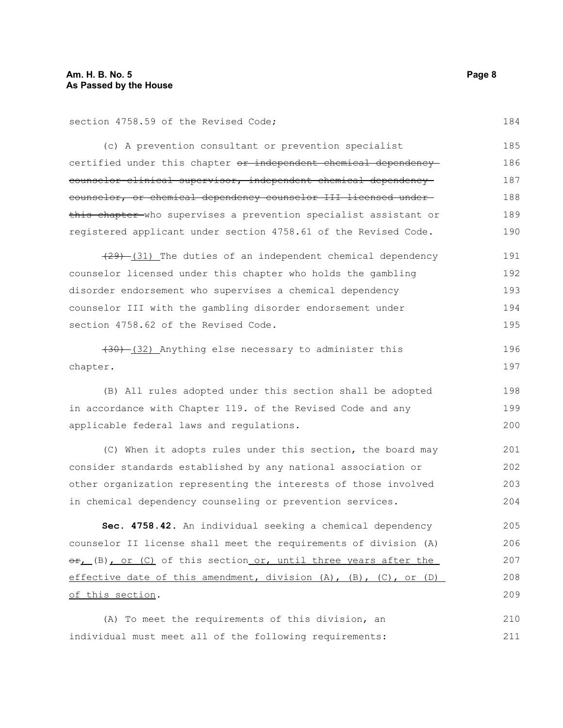section 4758.59 of the Revised Code;

(c) A prevention consultant or prevention specialist certified under this chapter ~~or independent chemical dependency counselor clinical supervisor, independent chemical dependency counselor, or chemical dependency counselor III licensed under this chapter~~ who supervises a prevention specialist assistant or registered applicant under section 4758.61 of the Revised Code.

~~(29)~~ (31) The duties of an independent chemical dependency counselor licensed under this chapter who holds the gambling disorder endorsement who supervises a chemical dependency counselor III with the gambling disorder endorsement under section 4758.62 of the Revised Code.

~~(30)~~ (32) Anything else necessary to administer this chapter.

(B) All rules adopted under this section shall be adopted in accordance with Chapter 119. of the Revised Code and any applicable federal laws and regulations.

(C) When it adopts rules under this section, the board may consider standards established by any national association or other organization representing the interests of those involved in chemical dependency counseling or prevention services.

**Sec. 4758.42.** An individual seeking a chemical dependency counselor II license shall meet the requirements of division (A) ~~or~~, (B), or (C) of this section or, until three years after the effective date of this amendment, division (A), (B), (C), or (D) of this section.

(A) To meet the requirements of this division, an individual must meet all of the following requirements: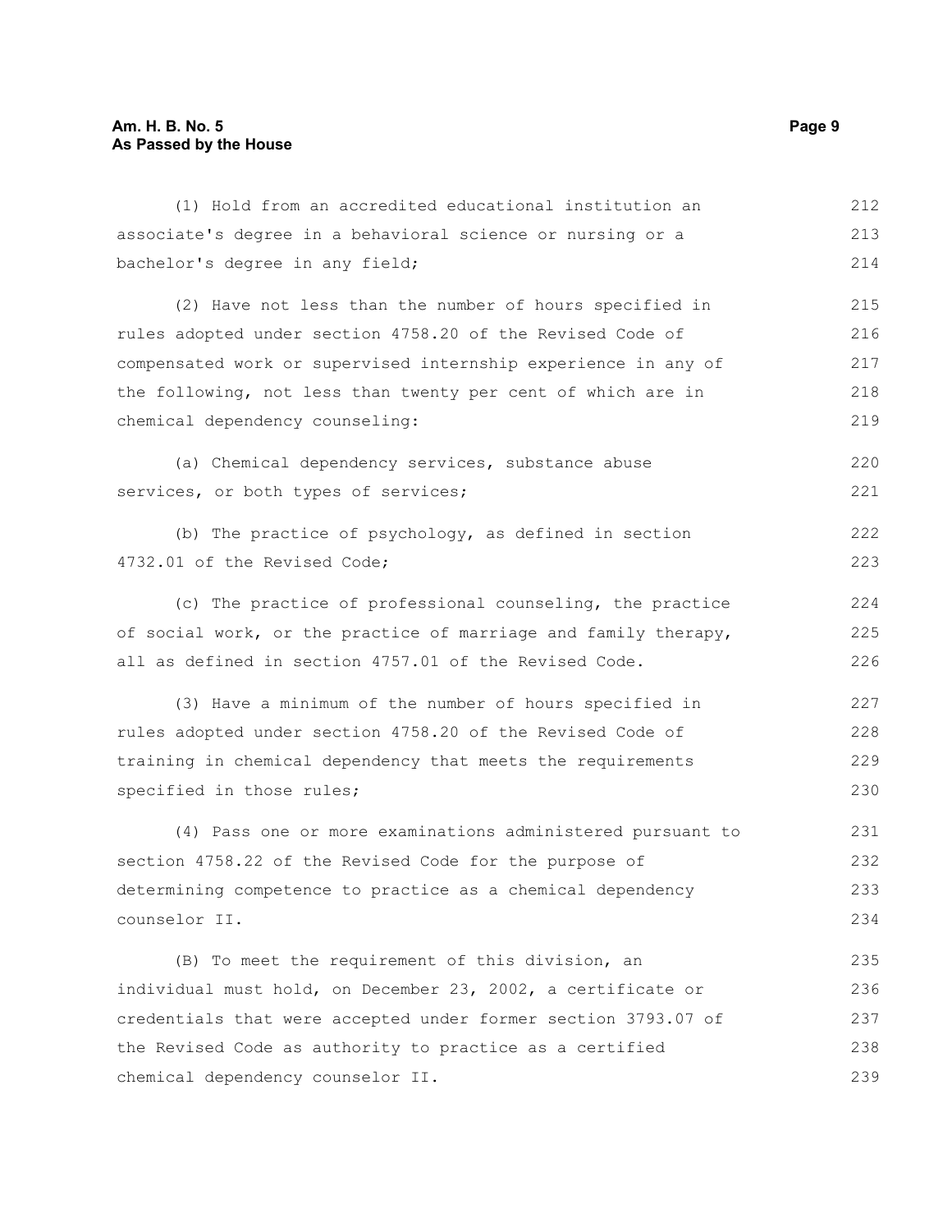(1) Hold from an accredited educational institution an associate's degree in a behavioral science or nursing or a bachelor's degree in any field;

(2) Have not less than the number of hours specified in rules adopted under section 4758.20 of the Revised Code of compensated work or supervised internship experience in any of the following, not less than twenty per cent of which are in chemical dependency counseling:

(a) Chemical dependency services, substance abuse services, or both types of services;

(b) The practice of psychology, as defined in section 4732.01 of the Revised Code;

(c) The practice of professional counseling, the practice of social work, or the practice of marriage and family therapy, all as defined in section 4757.01 of the Revised Code.

(3) Have a minimum of the number of hours specified in rules adopted under section 4758.20 of the Revised Code of training in chemical dependency that meets the requirements specified in those rules;

(4) Pass one or more examinations administered pursuant to section 4758.22 of the Revised Code for the purpose of determining competence to practice as a chemical dependency counselor II.

(B) To meet the requirement of this division, an individual must hold, on December 23, 2002, a certificate or credentials that were accepted under former section 3793.07 of the Revised Code as authority to practice as a certified chemical dependency counselor II.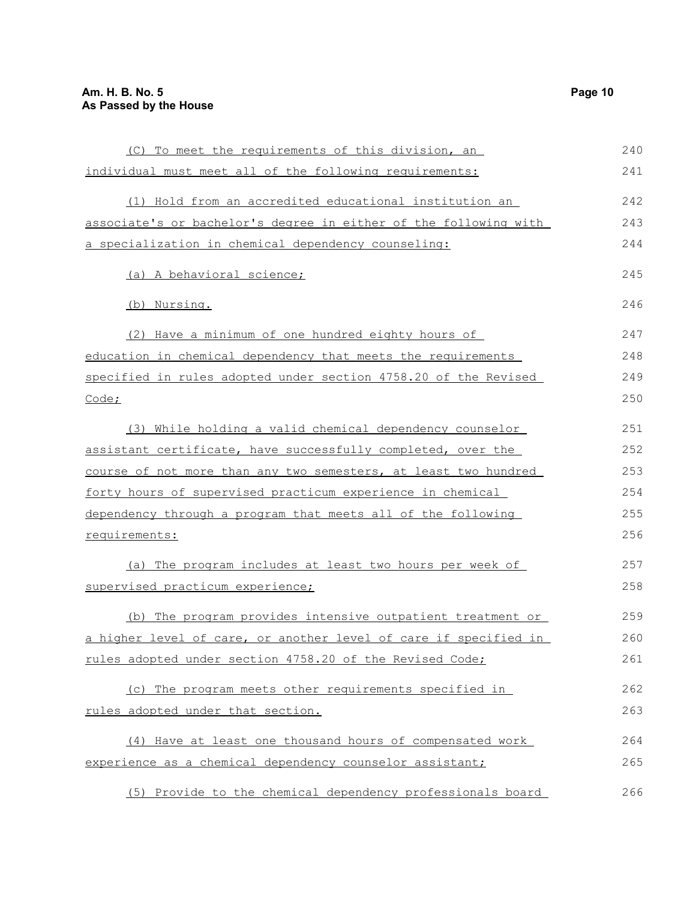(C) To meet the requirements of this division, an individual must meet all of the following requirements:

(1) Hold from an accredited educational institution an associate's or bachelor's degree in either of the following with a specialization in chemical dependency counseling:

(a) A behavioral science;

(b) Nursing.

(2) Have a minimum of one hundred eighty hours of education in chemical dependency that meets the requirements specified in rules adopted under section 4758.20 of the Revised Code;

(3) While holding a valid chemical dependency counselor assistant certificate, have successfully completed, over the course of not more than any two semesters, at least two hundred forty hours of supervised practicum experience in chemical dependency through a program that meets all of the following requirements:

(a) The program includes at least two hours per week of supervised practicum experience;

(b) The program provides intensive outpatient treatment or a higher level of care, or another level of care if specified in rules adopted under section 4758.20 of the Revised Code;

(c) The program meets other requirements specified in rules adopted under that section.

(4) Have at least one thousand hours of compensated work experience as a chemical dependency counselor assistant;

(5) Provide to the chemical dependency professionals board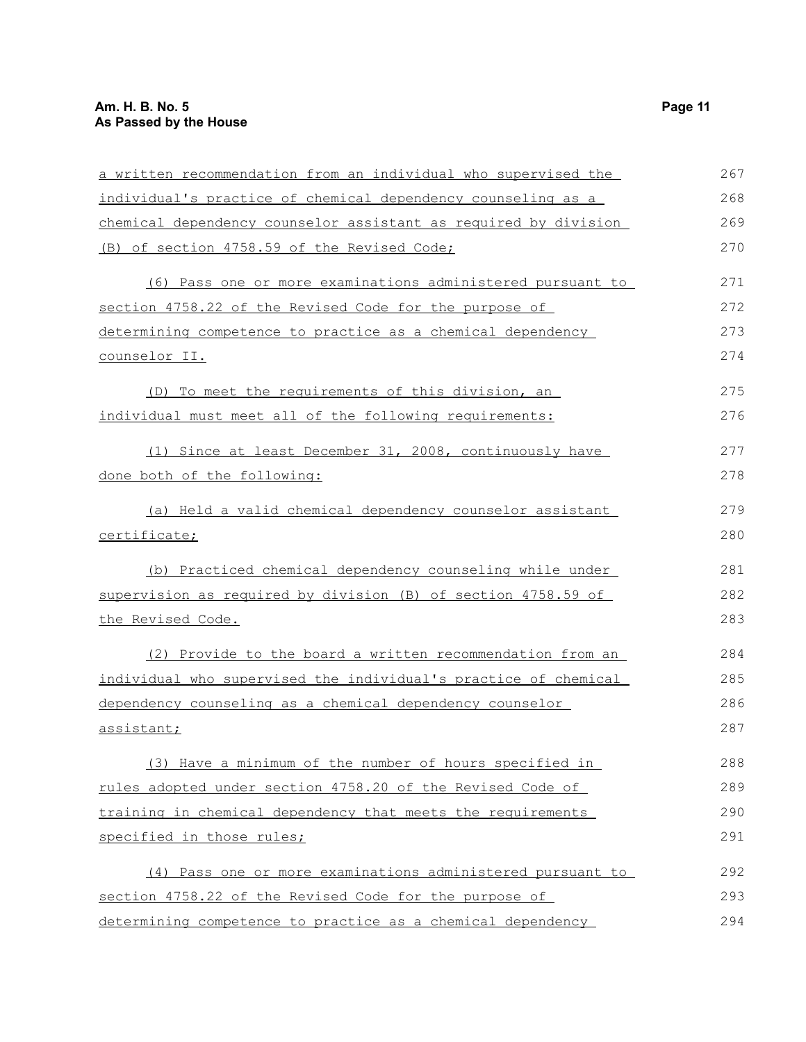a written recommendation from an individual who supervised the individual's practice of chemical dependency counseling as a chemical dependency counselor assistant as required by division (B) of section 4758.59 of the Revised Code;

(6) Pass one or more examinations administered pursuant to section 4758.22 of the Revised Code for the purpose of determining competence to practice as a chemical dependency counselor II.

(D) To meet the requirements of this division, an individual must meet all of the following requirements:

(1) Since at least December 31, 2008, continuously have done both of the following:

(a) Held a valid chemical dependency counselor assistant certificate;

(b) Practiced chemical dependency counseling while under supervision as required by division (B) of section 4758.59 of the Revised Code.

(2) Provide to the board a written recommendation from an individual who supervised the individual's practice of chemical dependency counseling as a chemical dependency counselor assistant;

(3) Have a minimum of the number of hours specified in rules adopted under section 4758.20 of the Revised Code of training in chemical dependency that meets the requirements specified in those rules;

(4) Pass one or more examinations administered pursuant to section 4758.22 of the Revised Code for the purpose of determining competence to practice as a chemical dependency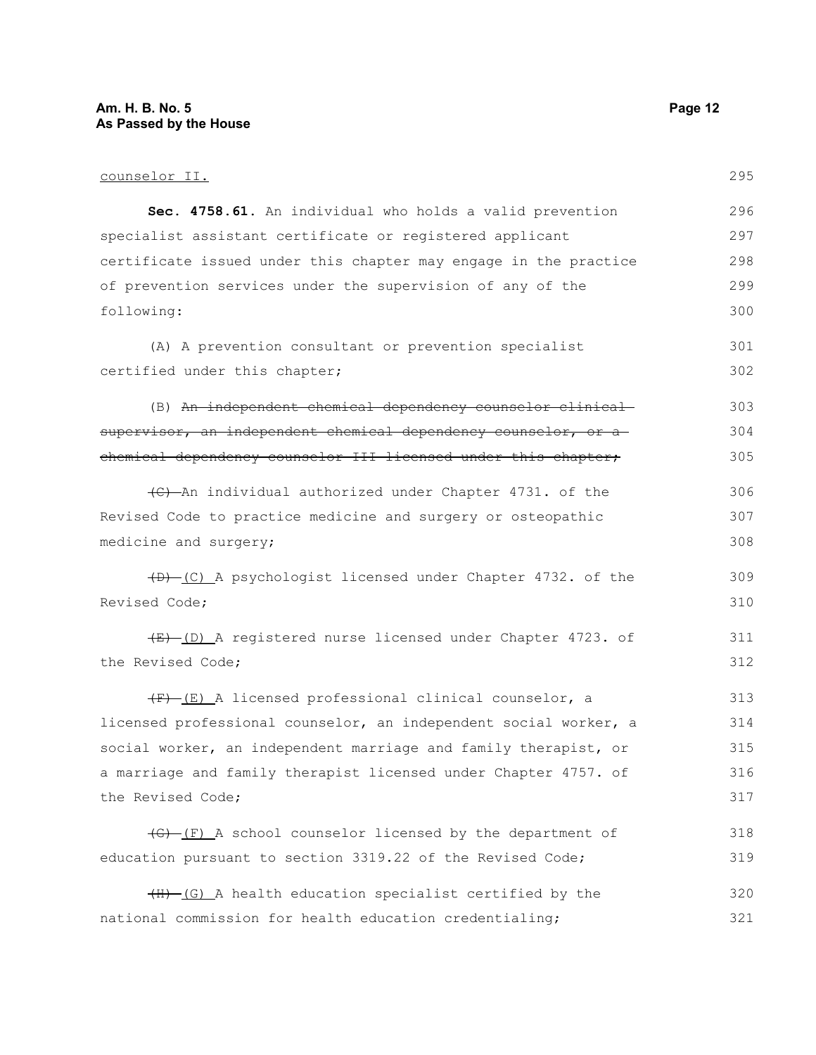counselor II.

**Sec. 4758.61.** An individual who holds a valid prevention specialist assistant certificate or registered applicant certificate issued under this chapter may engage in the practice of prevention services under the supervision of any of the following:

(A) A prevention consultant or prevention specialist certified under this chapter;

(B) ~~An independent chemical dependency counselor clinical supervisor, an independent chemical dependency counselor, or a chemical dependency counselor III licensed under this chapter;~~

~~(C)~~ An individual authorized under Chapter 4731. of the Revised Code to practice medicine and surgery or osteopathic medicine and surgery;

~~(D)~~ (C) A psychologist licensed under Chapter 4732. of the Revised Code;

~~(E)~~ (D) A registered nurse licensed under Chapter 4723. of the Revised Code;

~~(F)~~ (E) A licensed professional clinical counselor, a licensed professional counselor, an independent social worker, a social worker, an independent marriage and family therapist, or a marriage and family therapist licensed under Chapter 4757. of the Revised Code;

~~(G)~~ (F) A school counselor licensed by the department of education pursuant to section 3319.22 of the Revised Code;

~~(H)~~ (G) A health education specialist certified by the national commission for health education credentialing;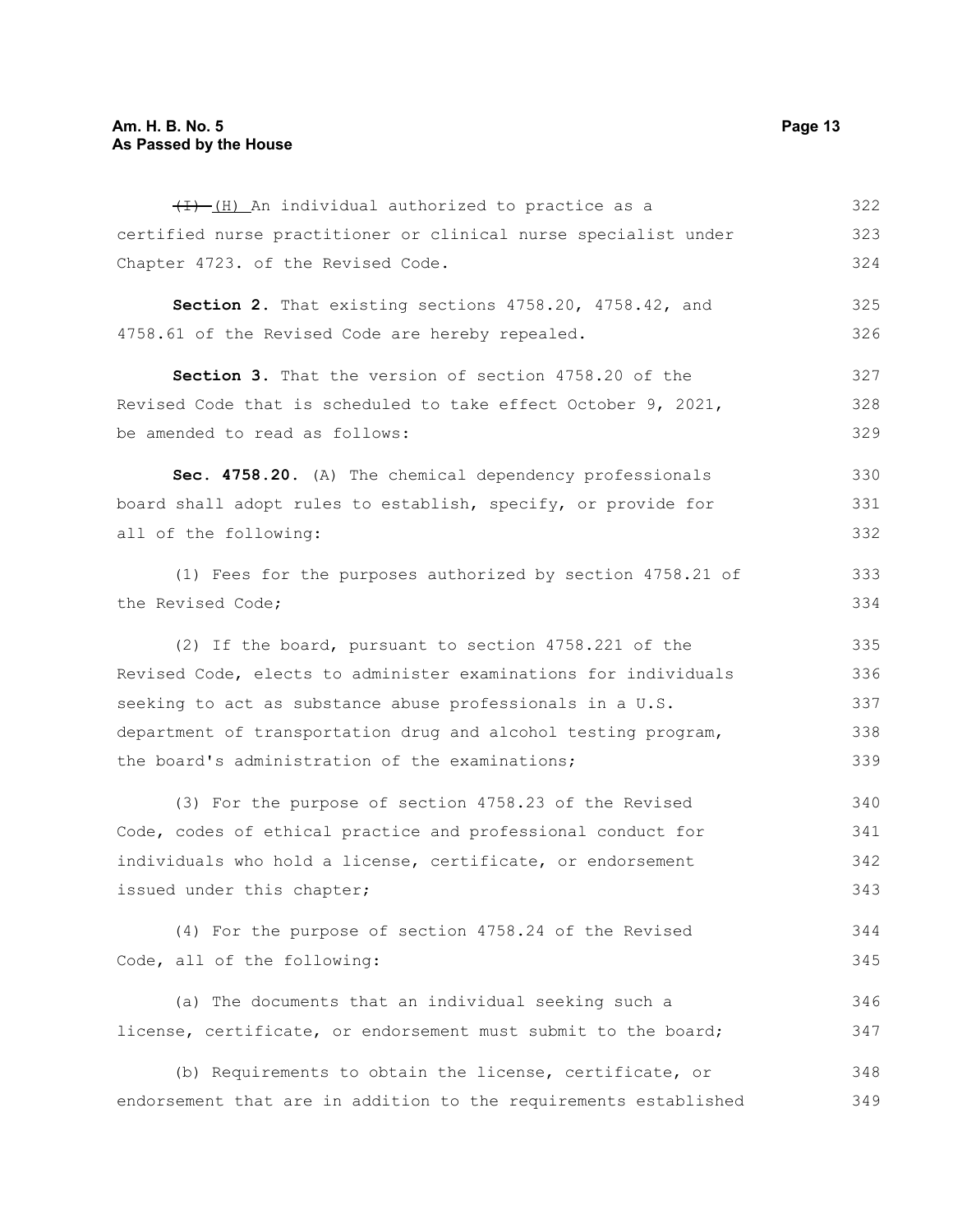~~(I)~~ (H) An individual authorized to practice as a certified nurse practitioner or clinical nurse specialist under Chapter 4723. of the Revised Code.

**Section 2.** That existing sections 4758.20, 4758.42, and 4758.61 of the Revised Code are hereby repealed.

**Section 3.** That the version of section 4758.20 of the Revised Code that is scheduled to take effect October 9, 2021, be amended to read as follows:

**Sec. 4758.20.** (A) The chemical dependency professionals board shall adopt rules to establish, specify, or provide for all of the following:

(1) Fees for the purposes authorized by section 4758.21 of the Revised Code;

(2) If the board, pursuant to section 4758.221 of the Revised Code, elects to administer examinations for individuals seeking to act as substance abuse professionals in a U.S. department of transportation drug and alcohol testing program, the board's administration of the examinations;

(3) For the purpose of section 4758.23 of the Revised Code, codes of ethical practice and professional conduct for individuals who hold a license, certificate, or endorsement issued under this chapter;

(4) For the purpose of section 4758.24 of the Revised Code, all of the following:

(a) The documents that an individual seeking such a license, certificate, or endorsement must submit to the board;

(b) Requirements to obtain the license, certificate, or endorsement that are in addition to the requirements established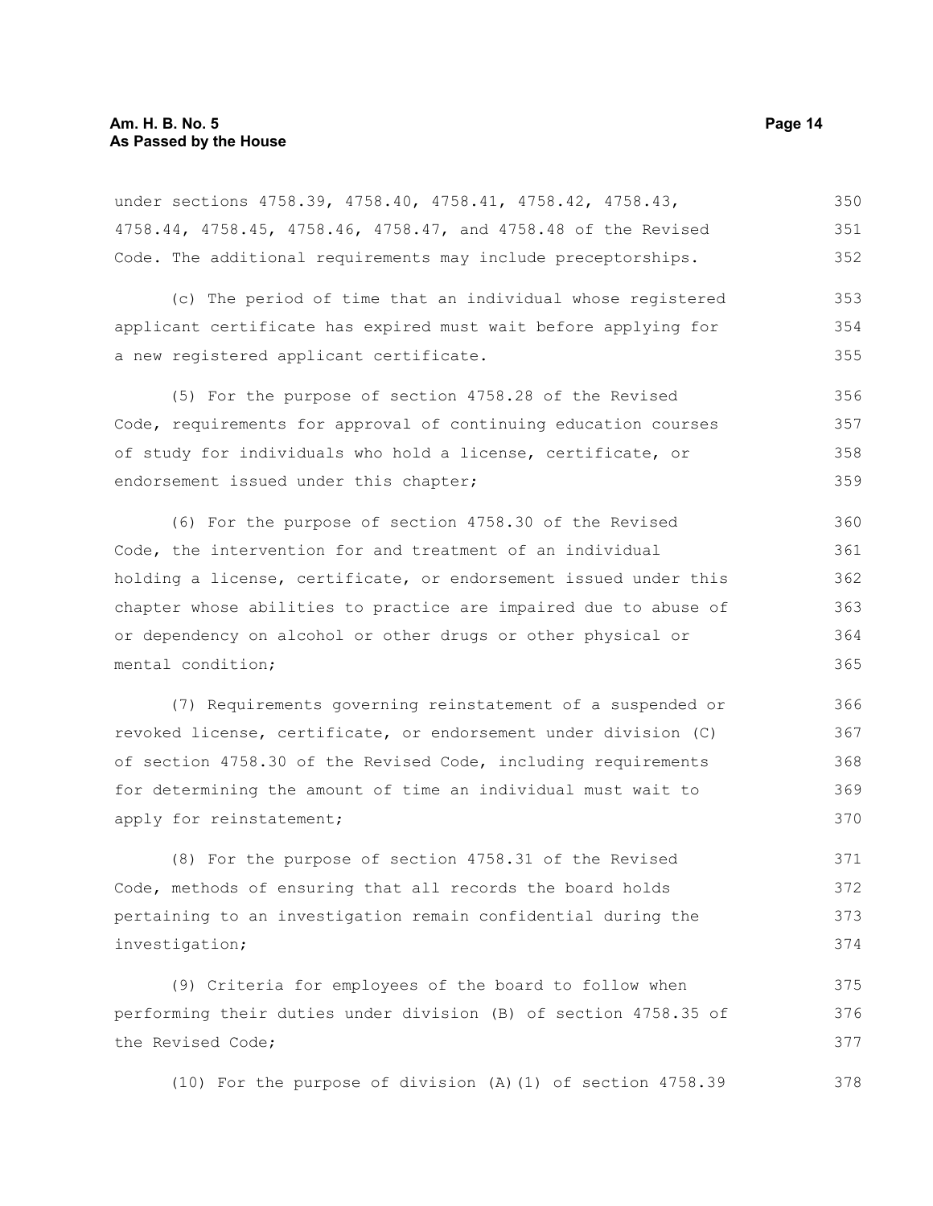under sections 4758.39, 4758.40, 4758.41, 4758.42, 4758.43, 4758.44, 4758.45, 4758.46, 4758.47, and 4758.48 of the Revised Code. The additional requirements may include preceptorships.

(c) The period of time that an individual whose registered applicant certificate has expired must wait before applying for a new registered applicant certificate.

(5) For the purpose of section 4758.28 of the Revised Code, requirements for approval of continuing education courses of study for individuals who hold a license, certificate, or endorsement issued under this chapter;

(6) For the purpose of section 4758.30 of the Revised Code, the intervention for and treatment of an individual holding a license, certificate, or endorsement issued under this chapter whose abilities to practice are impaired due to abuse of or dependency on alcohol or other drugs or other physical or mental condition;

(7) Requirements governing reinstatement of a suspended or revoked license, certificate, or endorsement under division (C) of section 4758.30 of the Revised Code, including requirements for determining the amount of time an individual must wait to apply for reinstatement;

(8) For the purpose of section 4758.31 of the Revised Code, methods of ensuring that all records the board holds pertaining to an investigation remain confidential during the investigation;

(9) Criteria for employees of the board to follow when performing their duties under division (B) of section 4758.35 of the Revised Code;

(10) For the purpose of division (A)(1) of section 4758.39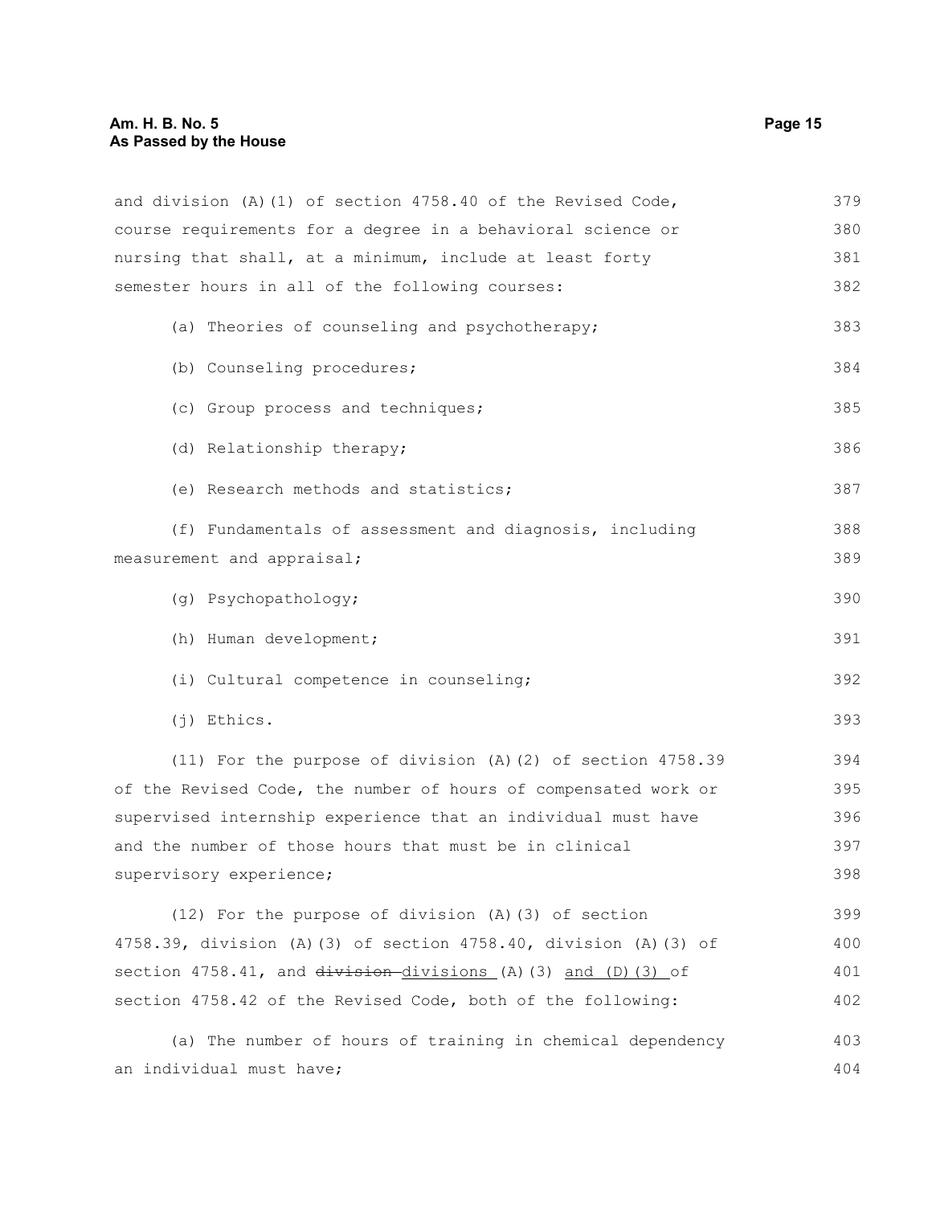and division (A)(1) of section 4758.40 of the Revised Code, course requirements for a degree in a behavioral science or nursing that shall, at a minimum, include at least forty semester hours in all of the following courses:

(a) Theories of counseling and psychotherapy;

(b) Counseling procedures;

(c) Group process and techniques;

(d) Relationship therapy;

(e) Research methods and statistics;

(f) Fundamentals of assessment and diagnosis, including measurement and appraisal;

(g) Psychopathology;

(h) Human development;

(i) Cultural competence in counseling;

(j) Ethics.

(11) For the purpose of division (A)(2) of section 4758.39 of the Revised Code, the number of hours of compensated work or supervised internship experience that an individual must have and the number of those hours that must be in clinical supervisory experience;

(12) For the purpose of division (A)(3) of section 4758.39, division (A)(3) of section 4758.40, division (A)(3) of section 4758.41, and ~~division~~ divisions (A)(3) and (D)(3) of section 4758.42 of the Revised Code, both of the following:

(a) The number of hours of training in chemical dependency an individual must have;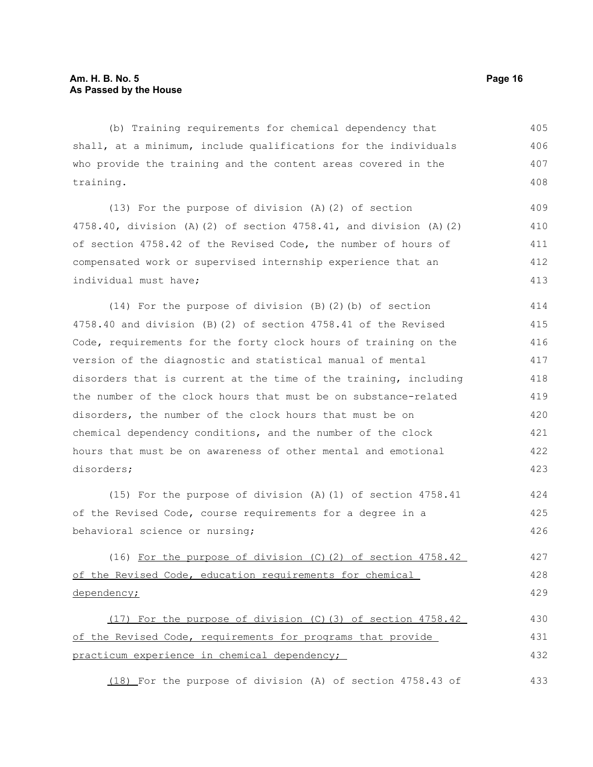(b) Training requirements for chemical dependency that shall, at a minimum, include qualifications for the individuals who provide the training and the content areas covered in the training.

(13) For the purpose of division (A)(2) of section 4758.40, division (A)(2) of section 4758.41, and division (A)(2) of section 4758.42 of the Revised Code, the number of hours of compensated work or supervised internship experience that an individual must have;

(14) For the purpose of division (B)(2)(b) of section 4758.40 and division (B)(2) of section 4758.41 of the Revised Code, requirements for the forty clock hours of training on the version of the diagnostic and statistical manual of mental disorders that is current at the time of the training, including the number of the clock hours that must be on substance-related disorders, the number of the clock hours that must be on chemical dependency conditions, and the number of the clock hours that must be on awareness of other mental and emotional disorders;

(15) For the purpose of division (A)(1) of section 4758.41 of the Revised Code, course requirements for a degree in a behavioral science or nursing;

(16) <u>For the purpose of division (C)(2) of section 4758.42 of the Revised Code, education requirements for chemical dependency;</u>

<u>(17) For the purpose of division (C)(3) of section 4758.42 of the Revised Code, requirements for programs that provide practicum experience in chemical dependency;</u>

<u>(18)</u> For the purpose of division (A) of section 4758.43 of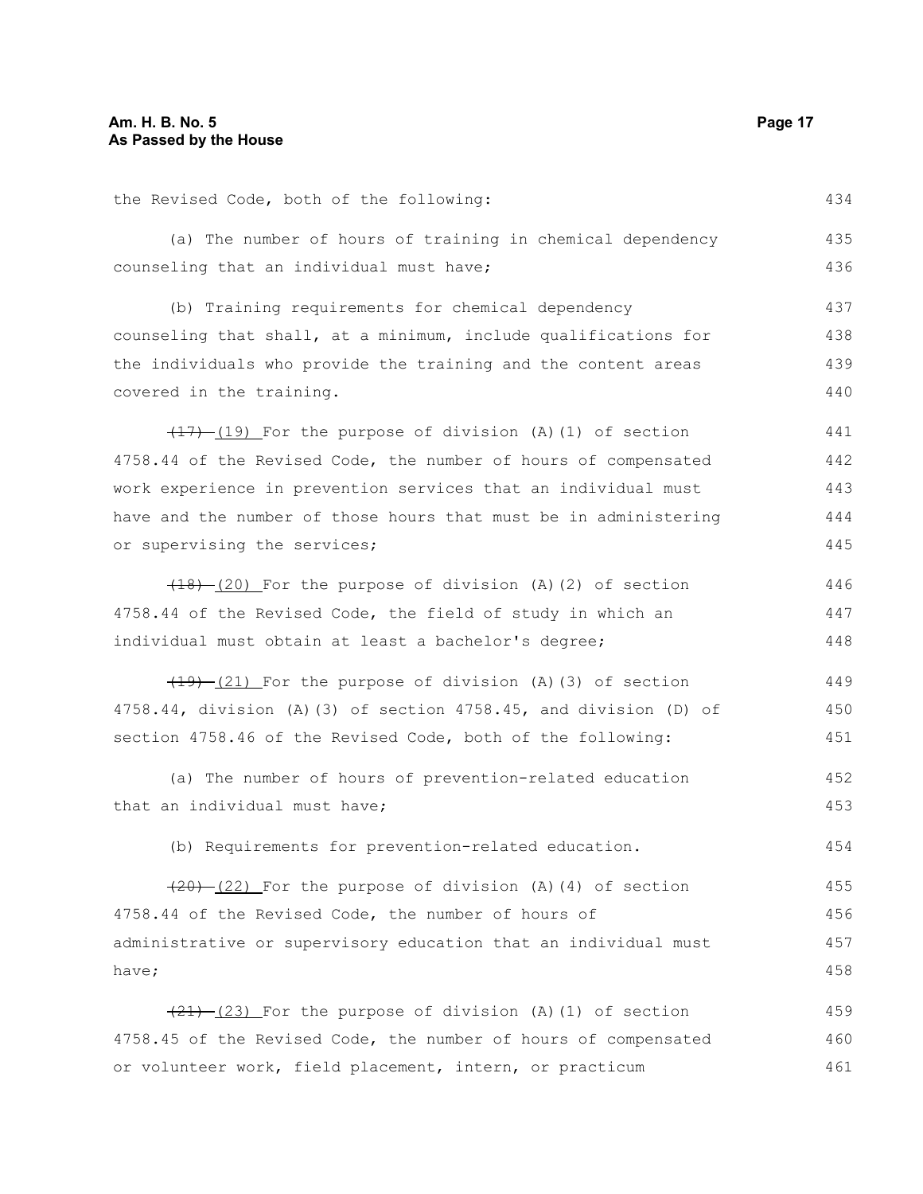the Revised Code, both of the following:

(a) The number of hours of training in chemical dependency counseling that an individual must have;

(b) Training requirements for chemical dependency counseling that shall, at a minimum, include qualifications for the individuals who provide the training and the content areas covered in the training.

~~(17)~~ (19) For the purpose of division (A)(1) of section 4758.44 of the Revised Code, the number of hours of compensated work experience in prevention services that an individual must have and the number of those hours that must be in administering or supervising the services;

~~(18)~~ (20) For the purpose of division (A)(2) of section 4758.44 of the Revised Code, the field of study in which an individual must obtain at least a bachelor's degree;

~~(19)~~ (21) For the purpose of division (A)(3) of section 4758.44, division (A)(3) of section 4758.45, and division (D) of section 4758.46 of the Revised Code, both of the following:

(a) The number of hours of prevention-related education that an individual must have;

(b) Requirements for prevention-related education.

~~(20)~~ (22) For the purpose of division (A)(4) of section 4758.44 of the Revised Code, the number of hours of administrative or supervisory education that an individual must have;

~~(21)~~ (23) For the purpose of division (A)(1) of section 4758.45 of the Revised Code, the number of hours of compensated or volunteer work, field placement, intern, or practicum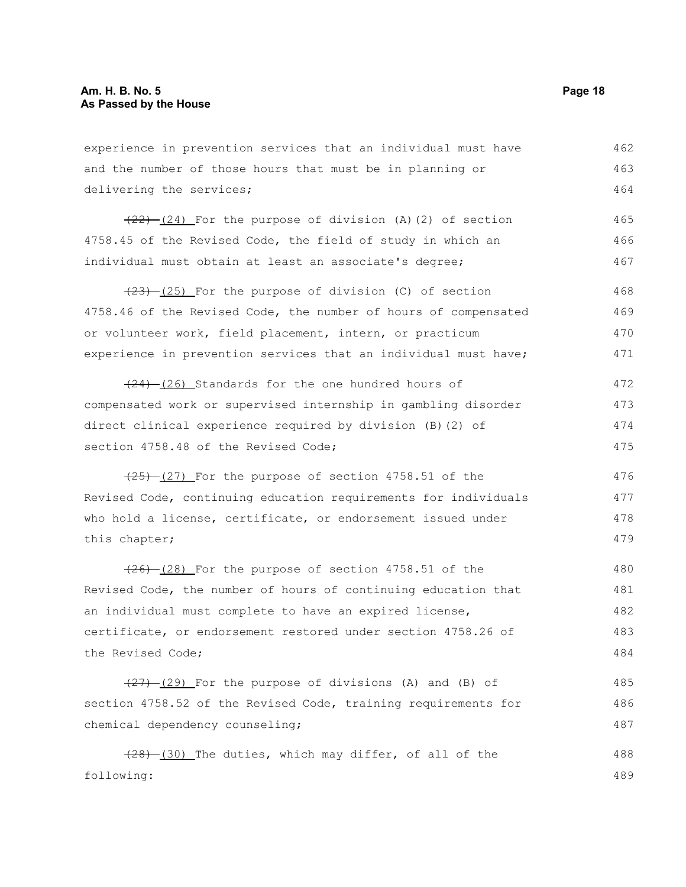experience in prevention services that an individual must have and the number of those hours that must be in planning or delivering the services;

~~(22)~~ (24) For the purpose of division (A)(2) of section 4758.45 of the Revised Code, the field of study in which an individual must obtain at least an associate's degree;

~~(23)~~ (25) For the purpose of division (C) of section 4758.46 of the Revised Code, the number of hours of compensated or volunteer work, field placement, intern, or practicum experience in prevention services that an individual must have;

~~(24)~~ (26) Standards for the one hundred hours of compensated work or supervised internship in gambling disorder direct clinical experience required by division (B)(2) of section 4758.48 of the Revised Code;

~~(25)~~ (27) For the purpose of section 4758.51 of the Revised Code, continuing education requirements for individuals who hold a license, certificate, or endorsement issued under this chapter;

~~(26)~~ (28) For the purpose of section 4758.51 of the Revised Code, the number of hours of continuing education that an individual must complete to have an expired license, certificate, or endorsement restored under section 4758.26 of the Revised Code;

~~(27)~~ (29) For the purpose of divisions (A) and (B) of section 4758.52 of the Revised Code, training requirements for chemical dependency counseling;

~~(28)~~ (30) The duties, which may differ, of all of the following: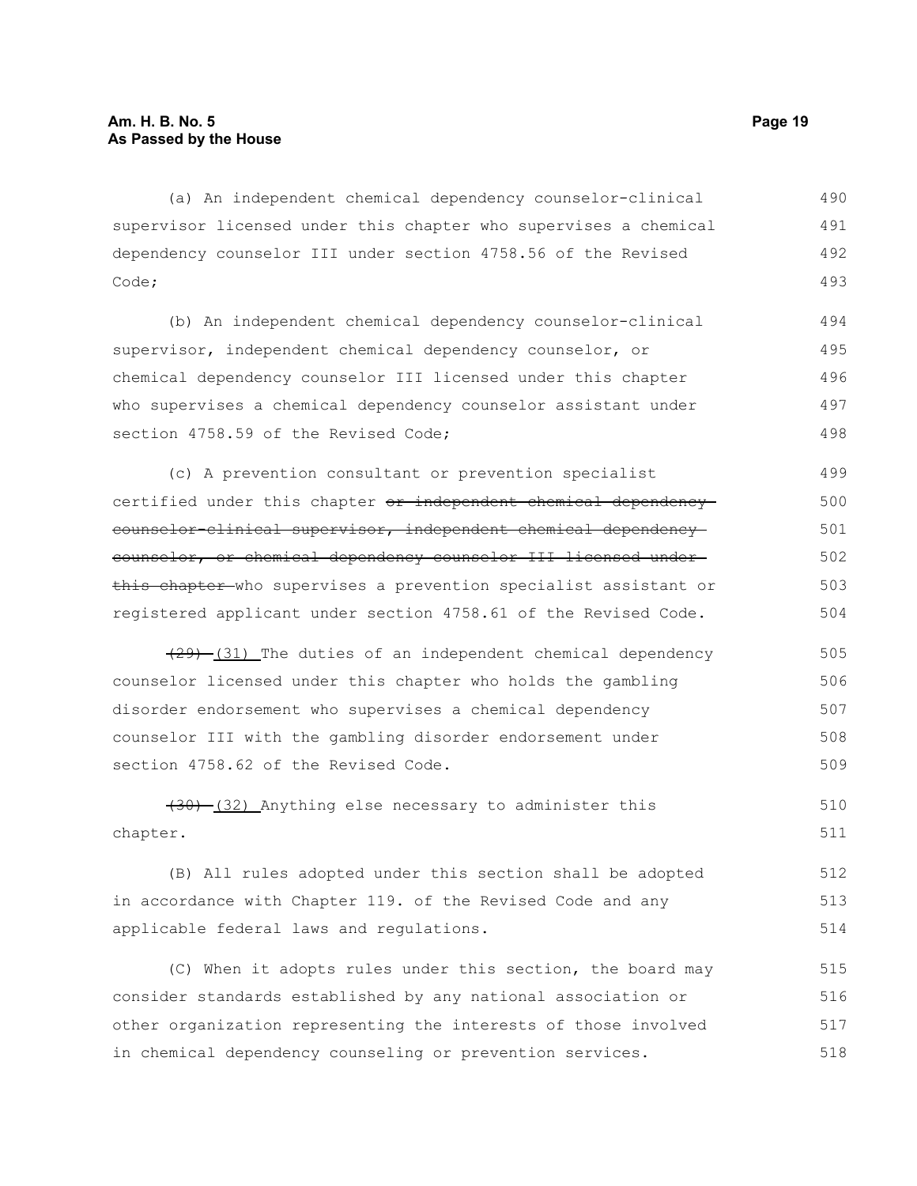(a) An independent chemical dependency counselor-clinical supervisor licensed under this chapter who supervises a chemical dependency counselor III under section 4758.56 of the Revised Code;

(b) An independent chemical dependency counselor-clinical supervisor, independent chemical dependency counselor, or chemical dependency counselor III licensed under this chapter who supervises a chemical dependency counselor assistant under section 4758.59 of the Revised Code;

(c) A prevention consultant or prevention specialist certified under this chapter ~~or independent chemical dependency counselor-clinical supervisor, independent chemical dependency counselor, or chemical dependency counselor III licensed under this chapter~~ who supervises a prevention specialist assistant or registered applicant under section 4758.61 of the Revised Code.

~~(29)~~ (31) The duties of an independent chemical dependency counselor licensed under this chapter who holds the gambling disorder endorsement who supervises a chemical dependency counselor III with the gambling disorder endorsement under section 4758.62 of the Revised Code.

~~(30)~~ (32) Anything else necessary to administer this chapter.

(B) All rules adopted under this section shall be adopted in accordance with Chapter 119. of the Revised Code and any applicable federal laws and regulations.

(C) When it adopts rules under this section, the board may consider standards established by any national association or other organization representing the interests of those involved in chemical dependency counseling or prevention services.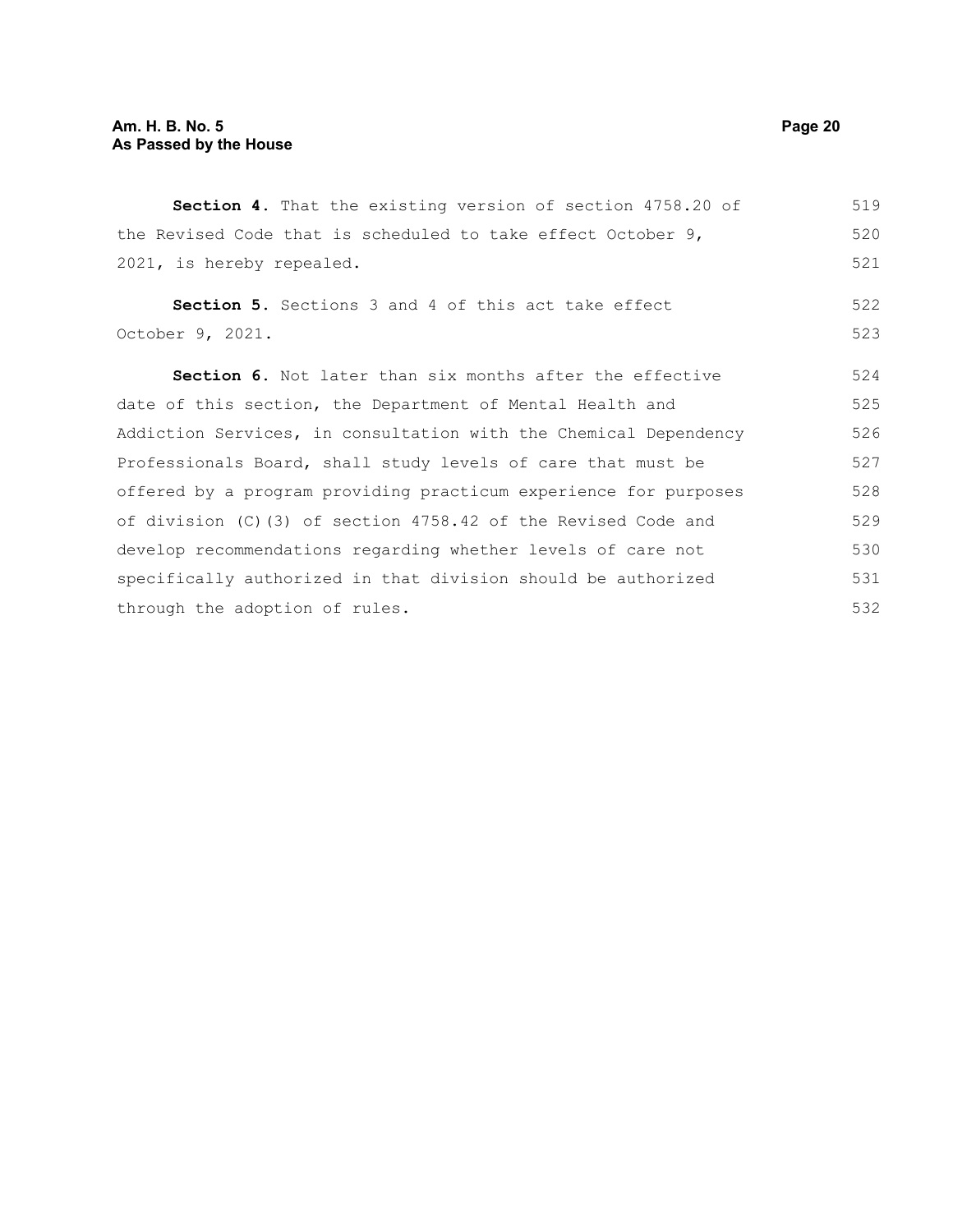**Section 4.** That the existing version of section 4758.20 of the Revised Code that is scheduled to take effect October 9, 2021, is hereby repealed.

**Section 5.** Sections 3 and 4 of this act take effect October 9, 2021.

**Section 6.** Not later than six months after the effective date of this section, the Department of Mental Health and Addiction Services, in consultation with the Chemical Dependency Professionals Board, shall study levels of care that must be offered by a program providing practicum experience for purposes of division (C)(3) of section 4758.42 of the Revised Code and develop recommendations regarding whether levels of care not specifically authorized in that division should be authorized through the adoption of rules.